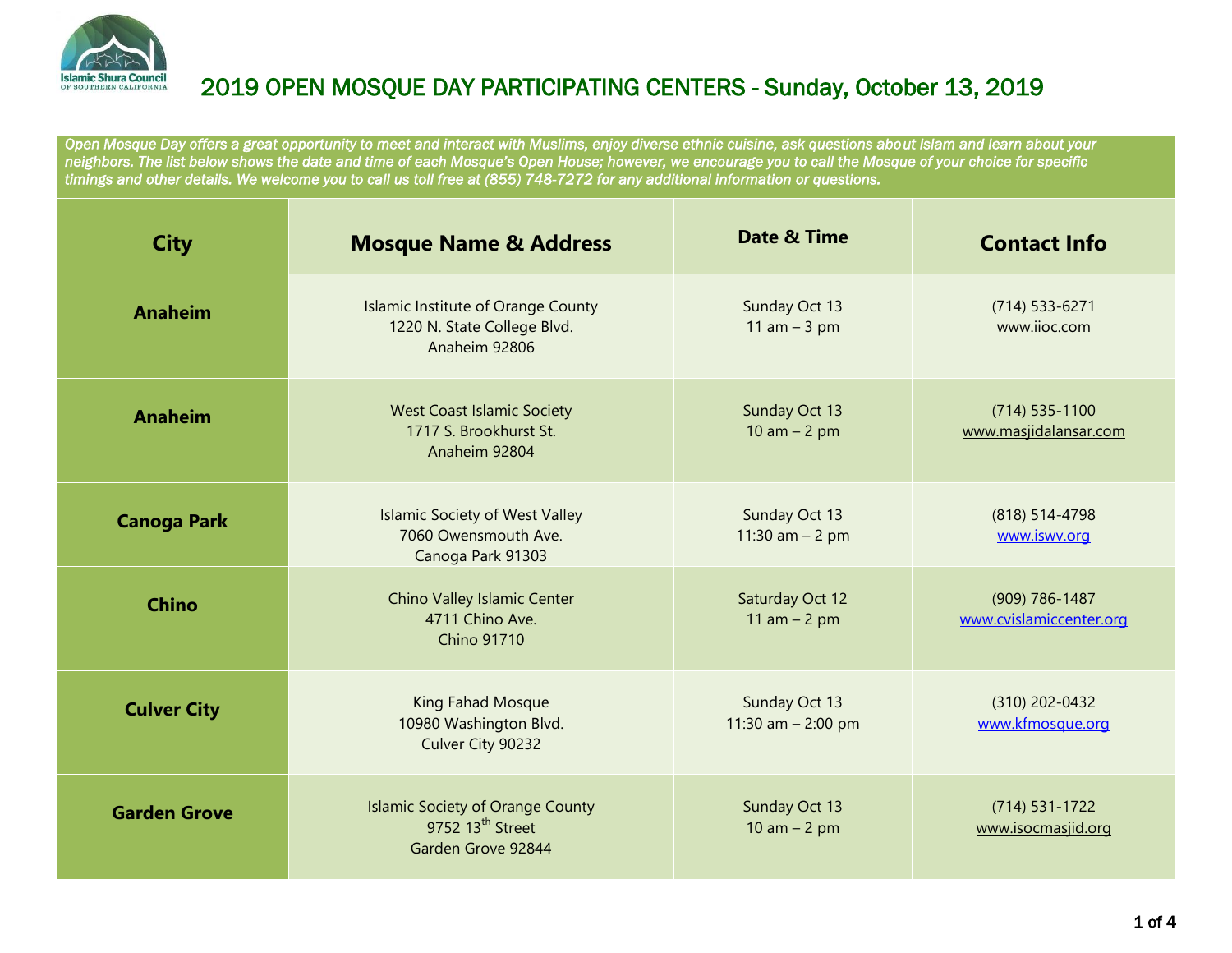# 2019 OPEN MOSQUE DAY PARTICIPATING CENTERS - Sunday, October 13, 2019

*Open Mosque Day offers a great opportunity to meet and interact with Muslims, enjoy diverse ethnic cuisine, ask questions about Islam and learn about your neighbors. The list below shows the date and time of each Mosque's Open House; however, we encourage you to call the Mosque of your choice for specific timings and other details. We welcome you to call us toll free at (855) 748-7272 for any additional information or questions.*

| City | Mosque Name & Address | Date & Time | Contact Info |
|---|---|---|---|
| **Anaheim** | Islamic Institute of Orange County<br>1220 N. State College Blvd.<br>Anaheim 92806 | Sunday Oct 13<br>11 am – 3 pm | (714) 533-6271<br>www.iioc.com |
| **Anaheim** | West Coast Islamic Society<br>1717 S. Brookhurst St.<br>Anaheim 92804 | Sunday Oct 13<br>10 am – 2 pm | (714) 535-1100<br>www.masjidalansar.com |
| **Canoga Park** | Islamic Society of West Valley<br>7060 Owensmouth Ave.<br>Canoga Park 91303 | Sunday Oct 13<br>11:30 am – 2 pm | (818) 514-4798<br>www.iswv.org |
| **Chino** | Chino Valley Islamic Center<br>4711 Chino Ave.<br>Chino 91710 | Saturday Oct 12<br>11 am – 2 pm | (909) 786-1487<br>www.cvislamiccenter.org |
| **Culver City** | King Fahad Mosque<br>10980 Washington Blvd.<br>Culver City 90232 | Sunday Oct 13<br>11:30 am – 2:00 pm | (310) 202-0432<br>www.kfmosque.org |
| **Garden Grove** | Islamic Society of Orange County<br>9752 13th Street<br>Garden Grove 92844 | Sunday Oct 13<br>10 am – 2 pm | (714) 531-1722<br>www.isocmasjid.org |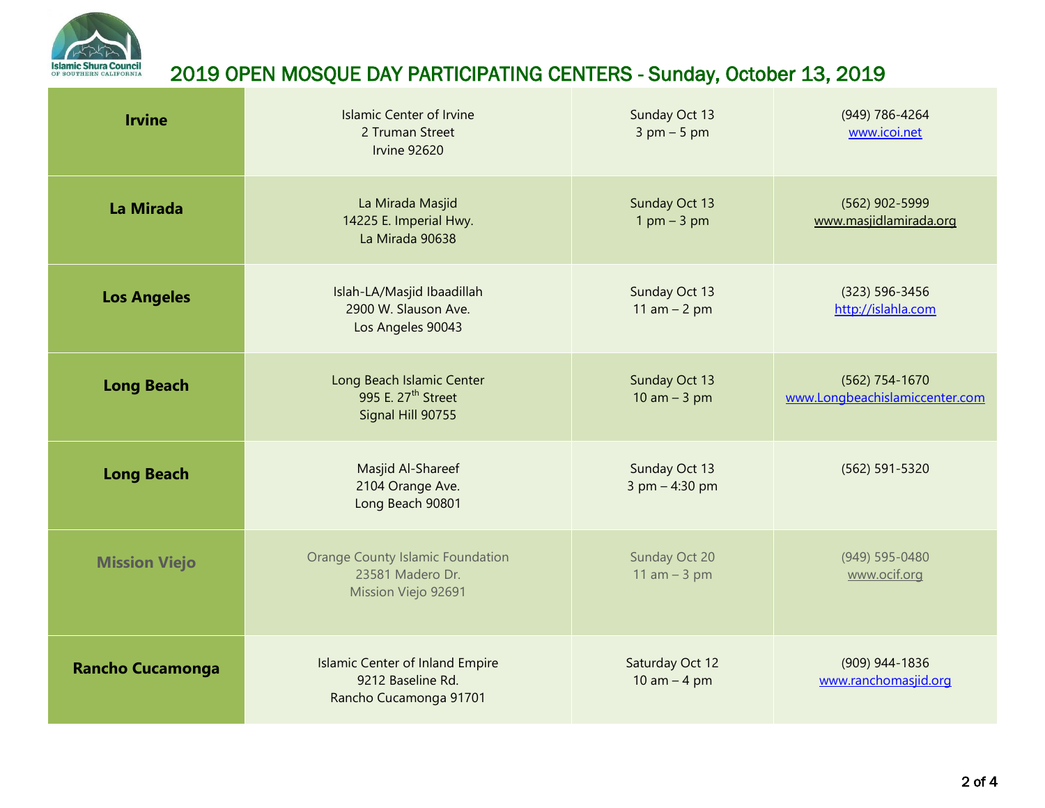## 2019 OPEN MOSQUE DAY PARTICIPATING CENTERS - Sunday, October 13, 2019

| | | | |
|---|---|---|---|
| **Irvine** | Islamic Center of Irvine<br>2 Truman Street<br>Irvine 92620 | Sunday Oct 13<br>3 pm – 5 pm | (949) 786-4264<br>www.icoi.net |
| **La Mirada** | La Mirada Masjid<br>14225 E. Imperial Hwy.<br>La Mirada 90638 | Sunday Oct 13<br>1 pm – 3 pm | (562) 902-5999<br>www.masjidlamirada.org |
| **Los Angeles** | Islah-LA/Masjid Ibaadillah<br>2900 W. Slauson Ave.<br>Los Angeles 90043 | Sunday Oct 13<br>11 am – 2 pm | (323) 596-3456<br>http://islahla.com |
| **Long Beach** | Long Beach Islamic Center<br>995 E. 27th Street<br>Signal Hill 90755 | Sunday Oct 13<br>10 am – 3 pm | (562) 754-1670<br>www.Longbeachislamiccenter.com |
| **Long Beach** | Masjid Al-Shareef<br>2104 Orange Ave.<br>Long Beach 90801 | Sunday Oct 13<br>3 pm – 4:30 pm | (562) 591-5320 |
| **Mission Viejo** | Orange County Islamic Foundation<br>23581 Madero Dr.<br>Mission Viejo 92691 | Sunday Oct 20<br>11 am – 3 pm | (949) 595-0480<br>www.ocif.org |
| **Rancho Cucamonga** | Islamic Center of Inland Empire<br>9212 Baseline Rd.<br>Rancho Cucamonga 91701 | Saturday Oct 12<br>10 am – 4 pm | (909) 944-1836<br>www.ranchomasjid.org |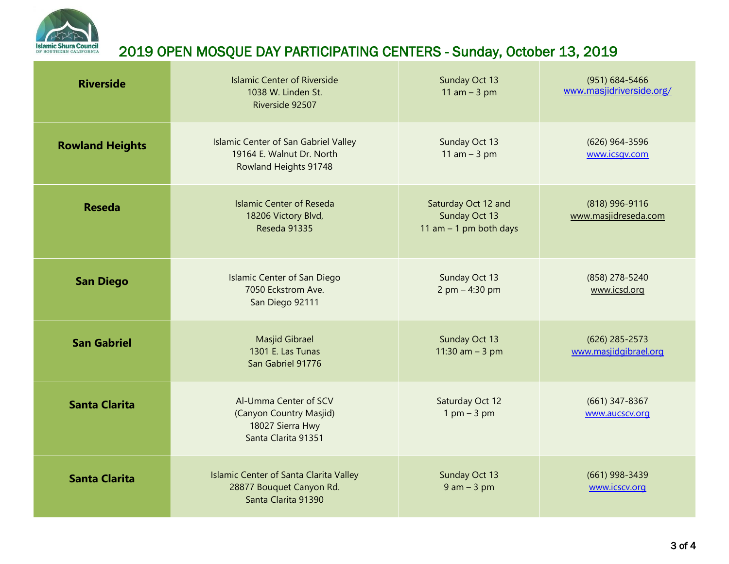# 2019 OPEN MOSQUE DAY PARTICIPATING CENTERS - Sunday, October 13, 2019

| | | | |
|---|---|---|---|
| **Riverside** | Islamic Center of Riverside<br>1038 W. Linden St.<br>Riverside 92507 | Sunday Oct 13<br>11 am – 3 pm | (951) 684-5466<br>www.masjidriverside.org/ |
| **Rowland Heights** | Islamic Center of San Gabriel Valley<br>19164 E. Walnut Dr. North<br>Rowland Heights 91748 | Sunday Oct 13<br>11 am – 3 pm | (626) 964-3596<br>www.icsgv.com |
| **Reseda** | Islamic Center of Reseda<br>18206 Victory Blvd,<br>Reseda 91335 | Saturday Oct 12 and<br>Sunday Oct 13<br>11 am – 1 pm both days | (818) 996-9116<br>www.masjidreseda.com |
| **San Diego** | Islamic Center of San Diego<br>7050 Eckstrom Ave.<br>San Diego 92111 | Sunday Oct 13<br>2 pm – 4:30 pm | (858) 278-5240<br>www.icsd.org |
| **San Gabriel** | Masjid Gibrael<br>1301 E. Las Tunas<br>San Gabriel 91776 | Sunday Oct 13<br>11:30 am – 3 pm | (626) 285-2573<br>www.masjidgibrael.org |
| **Santa Clarita** | Al-Umma Center of SCV<br>(Canyon Country Masjid)<br>18027 Sierra Hwy<br>Santa Clarita 91351 | Saturday Oct 12<br>1 pm – 3 pm | (661) 347-8367<br>www.aucscv.org |
| **Santa Clarita** | Islamic Center of Santa Clarita Valley<br>28877 Bouquet Canyon Rd.<br>Santa Clarita 91390 | Sunday Oct 13<br>9 am – 3 pm | (661) 998-3439<br>www.icscv.org |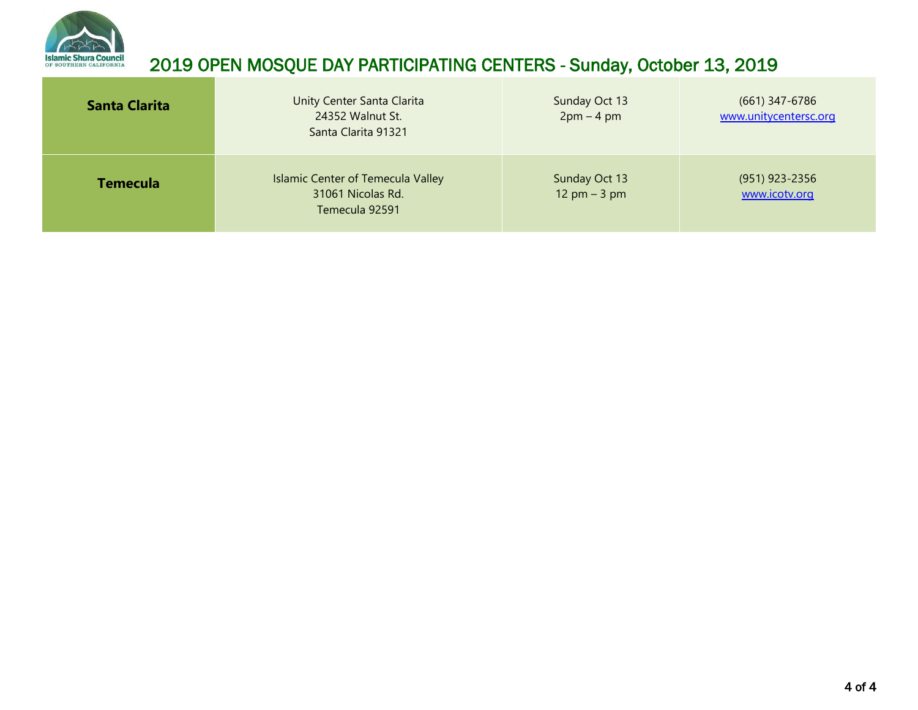# 2019 OPEN MOSQUE DAY PARTICIPATING CENTERS - Sunday, October 13, 2019

| | | | |
|---|---|---|---|
| **Santa Clarita** | Unity Center Santa Clarita<br>24352 Walnut St.<br>Santa Clarita 91321 | Sunday Oct 13<br>2pm – 4 pm | (661) 347-6786<br>www.unitycentersc.org |
| **Temecula** | Islamic Center of Temecula Valley<br>31061 Nicolas Rd.<br>Temecula 92591 | Sunday Oct 13<br>12 pm – 3 pm | (951) 923-2356<br>www.icotv.org |